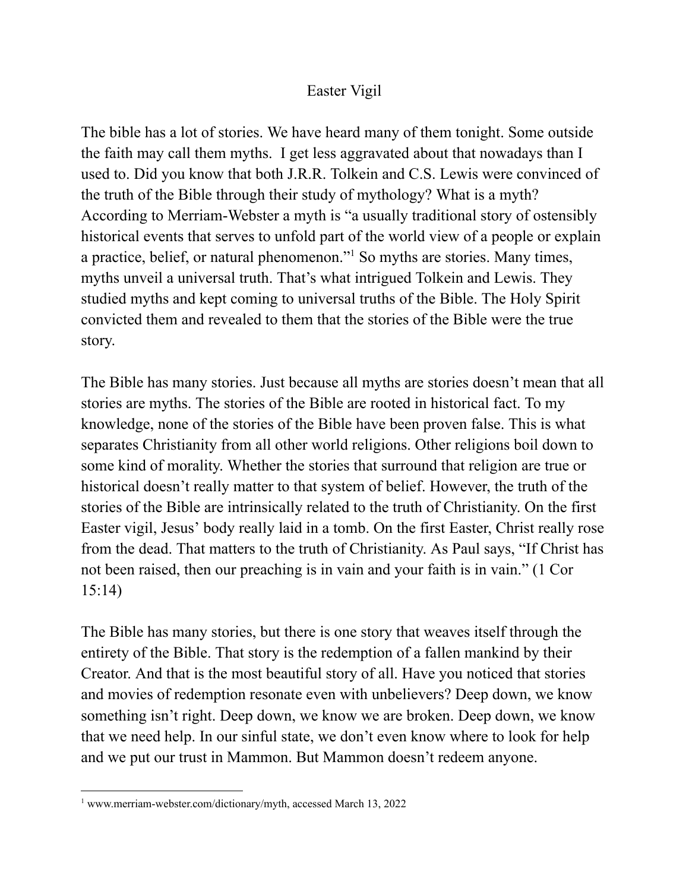# Easter Vigil

The bible has a lot of stories. We have heard many of them tonight. Some outside the faith may call them myths. I get less aggravated about that nowadays than I used to. Did you know that both J.R.R. Tolkein and C.S. Lewis were convinced of the truth of the Bible through their study of mythology? What is a myth? According to Merriam-Webster a myth is "a usually traditional story of ostensibly historical events that serves to unfold part of the world view of a people or explain a practice, belief, or natural phenomenon."[1] So myths are stories. Many times, myths unveil a universal truth. That's what intrigued Tolkein and Lewis. They studied myths and kept coming to universal truths of the Bible. The Holy Spirit convicted them and revealed to them that the stories of the Bible were the true story.

The Bible has many stories. Just because all myths are stories doesn't mean that all stories are myths. The stories of the Bible are rooted in historical fact. To my knowledge, none of the stories of the Bible have been proven false. This is what separates Christianity from all other world religions. Other religions boil down to some kind of morality. Whether the stories that surround that religion are true or historical doesn't really matter to that system of belief. However, the truth of the stories of the Bible are intrinsically related to the truth of Christianity. On the first Easter vigil, Jesus' body really laid in a tomb. On the first Easter, Christ really rose from the dead. That matters to the truth of Christianity. As Paul says, "If Christ has not been raised, then our preaching is in vain and your faith is in vain." (1 Cor 15:14)

The Bible has many stories, but there is one story that weaves itself through the entirety of the Bible. That story is the redemption of a fallen mankind by their Creator. And that is the most beautiful story of all. Have you noticed that stories and movies of redemption resonate even with unbelievers? Deep down, we know something isn't right. Deep down, we know we are broken. Deep down, we know that we need help. In our sinful state, we don't even know where to look for help and we put our trust in Mammon. But Mammon doesn't redeem anyone.

---

[1] www.merriam-webster.com/dictionary/myth, accessed March 13, 2022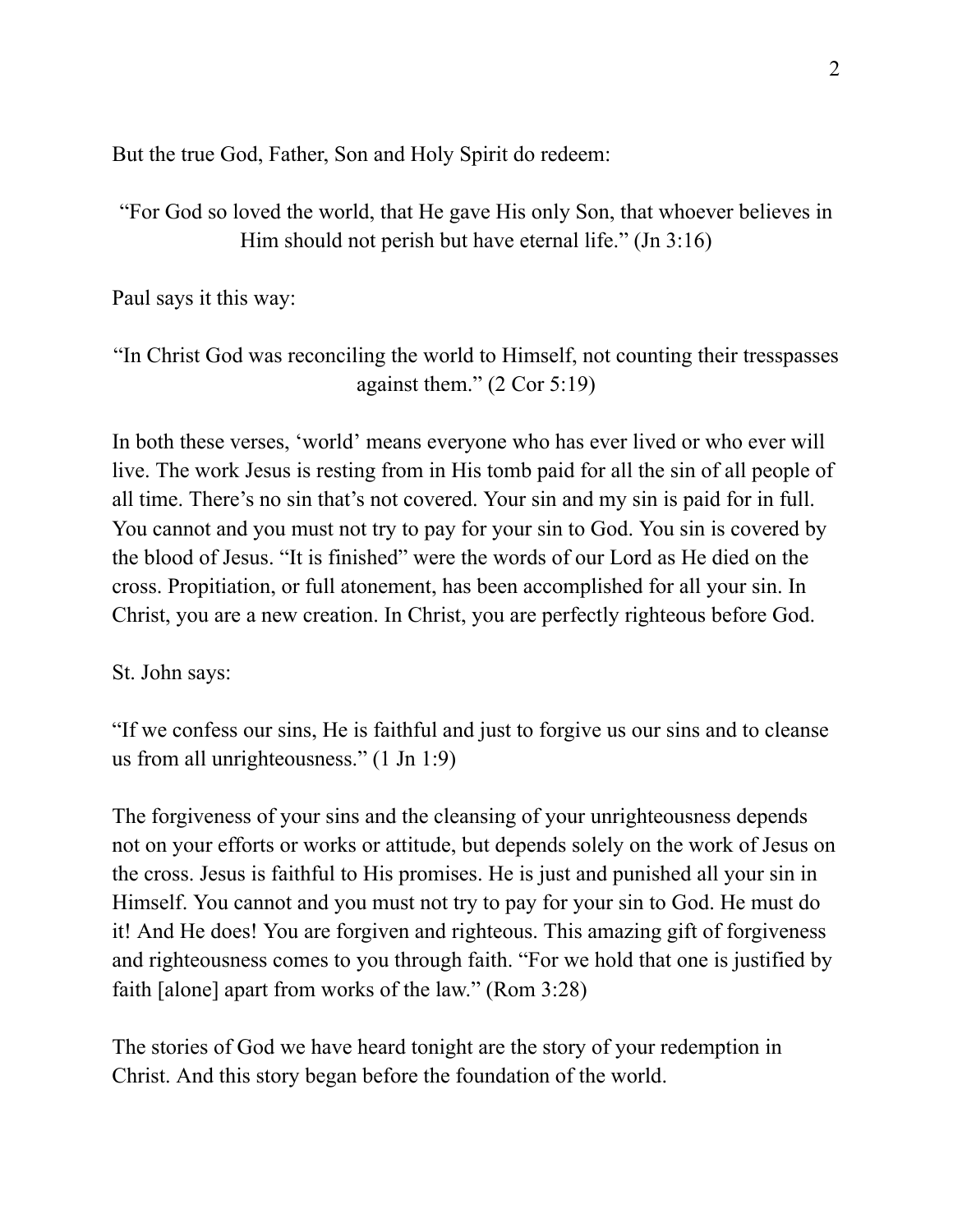But the true God, Father, Son and Holy Spirit do redeem:

> "For God so loved the world, that He gave His only Son, that whoever believes in Him should not perish but have eternal life." (Jn 3:16)

Paul says it this way:

> "In Christ God was reconciling the world to Himself, not counting their tresspasses against them." (2 Cor 5:19)

In both these verses, 'world' means everyone who has ever lived or who ever will live. The work Jesus is resting from in His tomb paid for all the sin of all people of all time. There's no sin that's not covered. Your sin and my sin is paid for in full. You cannot and you must not try to pay for your sin to God. You sin is covered by the blood of Jesus. "It is finished" were the words of our Lord as He died on the cross. Propitiation, or full atonement, has been accomplished for all your sin. In Christ, you are a new creation. In Christ, you are perfectly righteous before God.

St. John says:

"If we confess our sins, He is faithful and just to forgive us our sins and to cleanse us from all unrighteousness." (1 Jn 1:9)

The forgiveness of your sins and the cleansing of your unrighteousness depends not on your efforts or works or attitude, but depends solely on the work of Jesus on the cross. Jesus is faithful to His promises. He is just and punished all your sin in Himself. You cannot and you must not try to pay for your sin to God. He must do it! And He does! You are forgiven and righteous. This amazing gift of forgiveness and righteousness comes to you through faith. "For we hold that one is justified by faith [alone] apart from works of the law." (Rom 3:28)

The stories of God we have heard tonight are the story of your redemption in Christ. And this story began before the foundation of the world.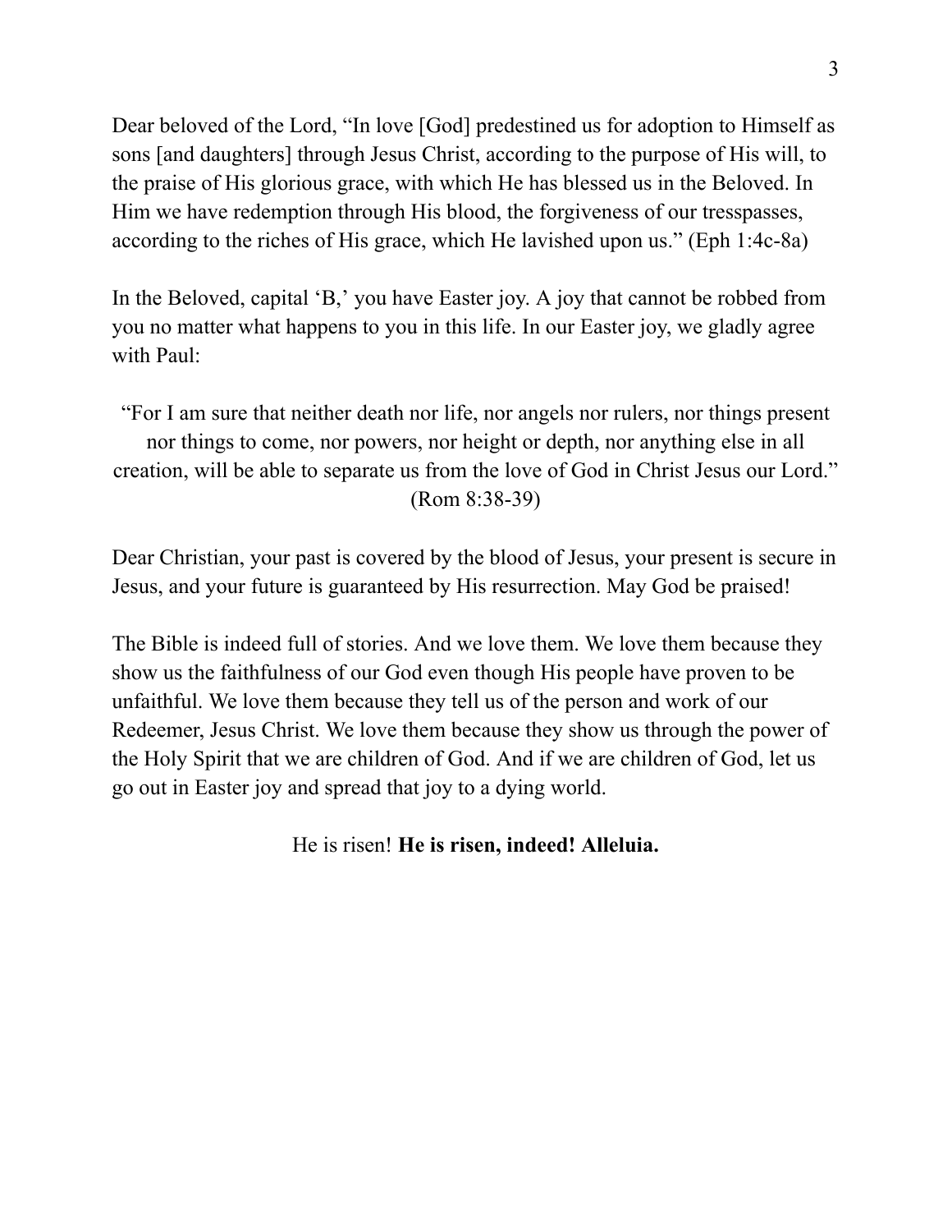Dear beloved of the Lord, "In love [God] predestined us for adoption to Himself as sons [and daughters] through Jesus Christ, according to the purpose of His will, to the praise of His glorious grace, with which He has blessed us in the Beloved. In Him we have redemption through His blood, the forgiveness of our tresspasses, according to the riches of His grace, which He lavished upon us." (Eph 1:4c-8a)

In the Beloved, capital 'B,' you have Easter joy. A joy that cannot be robbed from you no matter what happens to you in this life. In our Easter joy, we gladly agree with Paul:

> "For I am sure that neither death nor life, nor angels nor rulers, nor things present nor things to come, nor powers, nor height or depth, nor anything else in all creation, will be able to separate us from the love of God in Christ Jesus our Lord." (Rom 8:38-39)

Dear Christian, your past is covered by the blood of Jesus, your present is secure in Jesus, and your future is guaranteed by His resurrection. May God be praised!

The Bible is indeed full of stories. And we love them. We love them because they show us the faithfulness of our God even though His people have proven to be unfaithful. We love them because they tell us of the person and work of our Redeemer, Jesus Christ. We love them because they show us through the power of the Holy Spirit that we are children of God. And if we are children of God, let us go out in Easter joy and spread that joy to a dying world.

He is risen! **He is risen, indeed! Alleluia.**